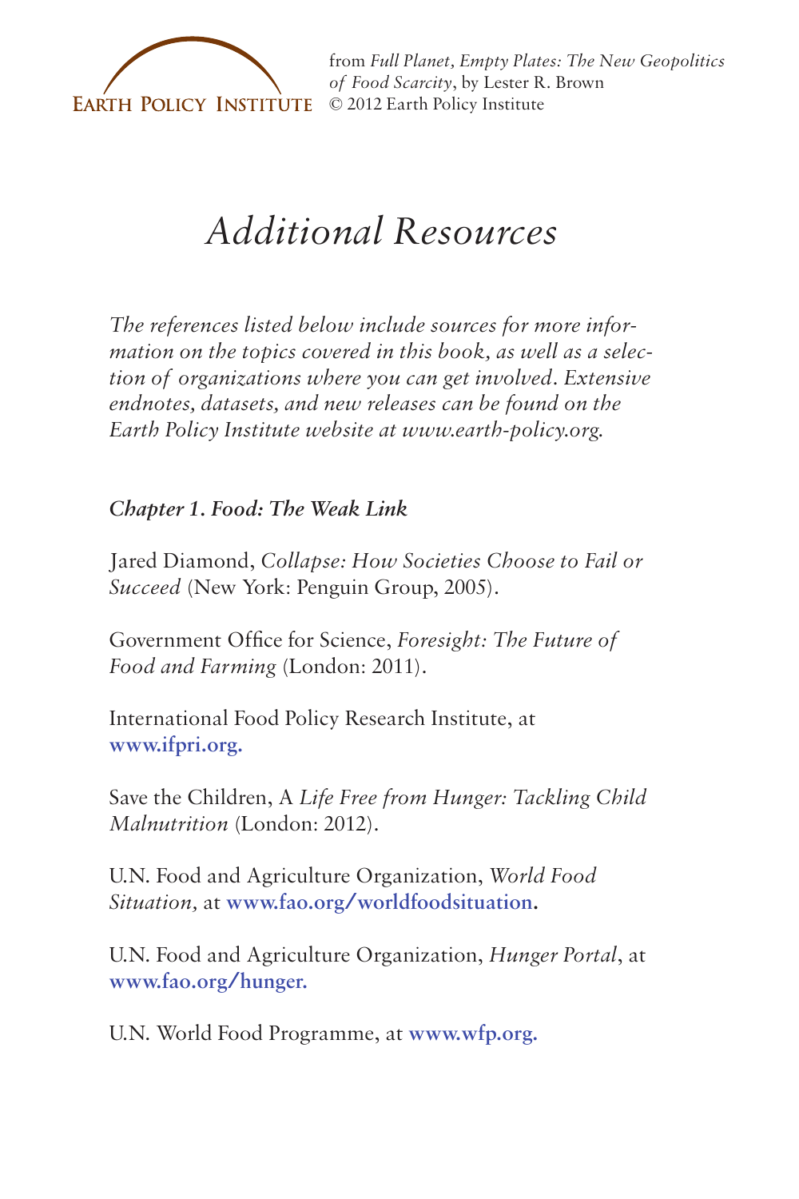EARTH POLICY INSTITUTE

from *Full Planet, Empty Plates: The New Geopolitics of Food Scarcity*, by Lester R. Brown
© 2012 Earth Policy Institute

# *Additional Resources*

*The references listed below include sources for more information on the topics covered in this book, as well as a selection of organizations where you can get involved. Extensive endnotes, datasets, and new releases can be found on the Earth Policy Institute website at www.earth-policy.org.*

### *Chapter 1. Food: The Weak Link*

Jared Diamond, *Collapse: How Societies Choose to Fail or Succeed* (New York: Penguin Group, 2005).

Government Office for Science, *Foresight: The Future of Food and Farming* (London: 2011).

International Food Policy Research Institute, at **www.ifpri.org.**

Save the Children, A *Life Free from Hunger: Tackling Child Malnutrition* (London: 2012).

U.N. Food and Agriculture Organization, *World Food Situation*, at **www.fao.org/worldfoodsituation.**

U.N. Food and Agriculture Organization, *Hunger Portal*, at **www.fao.org/hunger.**

U.N. World Food Programme, at **www.wfp.org.**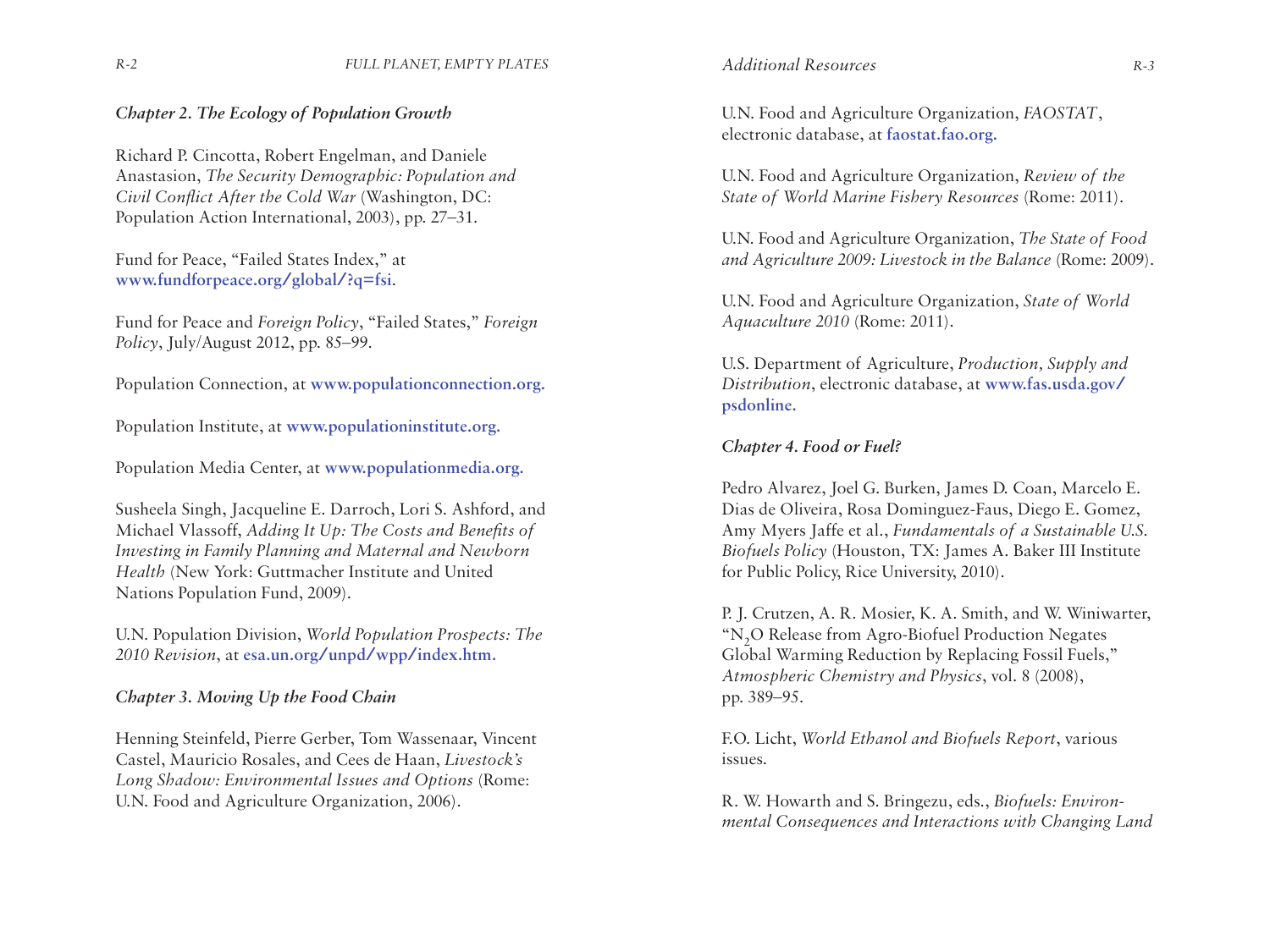### *Chapter 2. The Ecology of Population Growth*

Richard P. Cincotta, Robert Engelman, and Daniele Anastasion, *The Security Demographic: Population and Civil Conflict After the Cold War* (Washington, DC: Population Action International, 2003), pp. 27–31.

Fund for Peace, "Failed States Index," at **www.fundforpeace.org/global/?q=fsi**.

Fund for Peace and *Foreign Policy*, "Failed States," *Foreign Policy*, July/August 2012, pp. 85–99.

Population Connection, at **www.populationconnection.org.**

Population Institute, at **www.populationinstitute.org.**

Population Media Center, at **www.populationmedia.org.**

Susheela Singh, Jacqueline E. Darroch, Lori S. Ashford, and Michael Vlassoff, *Adding It Up: The Costs and Benefits of Investing in Family Planning and Maternal and Newborn Health* (New York: Guttmacher Institute and United Nations Population Fund, 2009).

U.N. Population Division, *World Population Prospects: The 2010 Revision*, at **esa.un.org/unpd/wpp/index.htm.**

### *Chapter 3. Moving Up the Food Chain*

Henning Steinfeld, Pierre Gerber, Tom Wassenaar, Vincent Castel, Mauricio Rosales, and Cees de Haan, *Livestock's Long Shadow: Environmental Issues and Options* (Rome: U.N. Food and Agriculture Organization, 2006).

U.N. Food and Agriculture Organization, *FAOSTAT*, electronic database, at **faostat.fao.org.**

U.N. Food and Agriculture Organization, *Review of the State of World Marine Fishery Resources* (Rome: 2011).

U.N. Food and Agriculture Organization, *The State of Food and Agriculture 2009: Livestock in the Balance* (Rome: 2009).

U.N. Food and Agriculture Organization, *State of World Aquaculture 2010* (Rome: 2011).

U.S. Department of Agriculture, *Production, Supply and Distribution*, electronic database, at **www.fas.usda.gov/psdonline.**

### *Chapter 4. Food or Fuel?*

Pedro Alvarez, Joel G. Burken, James D. Coan, Marcelo E. Dias de Oliveira, Rosa Dominguez-Faus, Diego E. Gomez, Amy Myers Jaffe et al., *Fundamentals of a Sustainable U.S. Biofuels Policy* (Houston, TX: James A. Baker III Institute for Public Policy, Rice University, 2010).

P. J. Crutzen, A. R. Mosier, K. A. Smith, and W. Winiwarter, "$N_2O$ Release from Agro-Biofuel Production Negates Global Warming Reduction by Replacing Fossil Fuels," *Atmospheric Chemistry and Physics*, vol. 8 (2008), pp. 389–95.

F.O. Licht, *World Ethanol and Biofuels Report*, various issues.

R. W. Howarth and S. Bringezu, eds., *Biofuels: Environmental Consequences and Interactions with Changing Land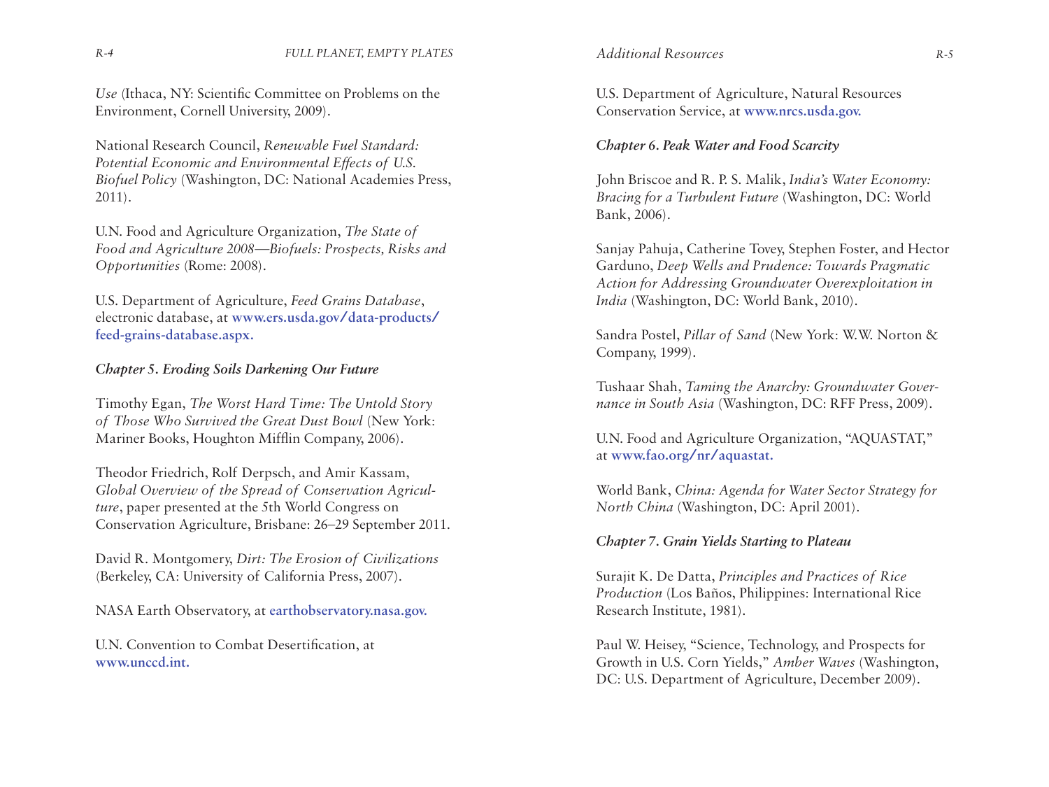*Use* (Ithaca, NY: Scientific Committee on Problems on the Environment, Cornell University, 2009).

National Research Council, *Renewable Fuel Standard: Potential Economic and Environmental Effects of U.S. Biofuel Policy* (Washington, DC: National Academies Press, 2011).

U.N. Food and Agriculture Organization, *The State of Food and Agriculture 2008—Biofuels: Prospects, Risks and Opportunities* (Rome: 2008).

U.S. Department of Agriculture, *Feed Grains Database*, electronic database, at **www.ers.usda.gov/data-products/feed-grains-database.aspx.**

***Chapter 5. Eroding Soils Darkening Our Future***

Timothy Egan, *The Worst Hard Time: The Untold Story of Those Who Survived the Great Dust Bowl* (New York: Mariner Books, Houghton Mifflin Company, 2006).

Theodor Friedrich, Rolf Derpsch, and Amir Kassam, *Global Overview of the Spread of Conservation Agriculture*, paper presented at the 5th World Congress on Conservation Agriculture, Brisbane: 26–29 September 2011.

David R. Montgomery, *Dirt: The Erosion of Civilizations* (Berkeley, CA: University of California Press, 2007).

NASA Earth Observatory, at **earthobservatory.nasa.gov.**

U.N. Convention to Combat Desertification, at **www.unccd.int.**

U.S. Department of Agriculture, Natural Resources Conservation Service, at **www.nrcs.usda.gov.**

***Chapter 6. Peak Water and Food Scarcity***

John Briscoe and R. P. S. Malik, *India's Water Economy: Bracing for a Turbulent Future* (Washington, DC: World Bank, 2006).

Sanjay Pahuja, Catherine Tovey, Stephen Foster, and Hector Garduno, *Deep Wells and Prudence: Towards Pragmatic Action for Addressing Groundwater Overexploitation in India* (Washington, DC: World Bank, 2010).

Sandra Postel, *Pillar of Sand* (New York: W.W. Norton & Company, 1999).

Tushaar Shah, *Taming the Anarchy: Groundwater Governance in South Asia* (Washington, DC: RFF Press, 2009).

U.N. Food and Agriculture Organization, "AQUASTAT," at **www.fao.org/nr/aquastat.**

World Bank, *China: Agenda for Water Sector Strategy for North China* (Washington, DC: April 2001).

***Chapter 7. Grain Yields Starting to Plateau***

Surajit K. De Datta, *Principles and Practices of Rice Production* (Los Baños, Philippines: International Rice Research Institute, 1981).

Paul W. Heisey, "Science, Technology, and Prospects for Growth in U.S. Corn Yields," *Amber Waves* (Washington, DC: U.S. Department of Agriculture, December 2009).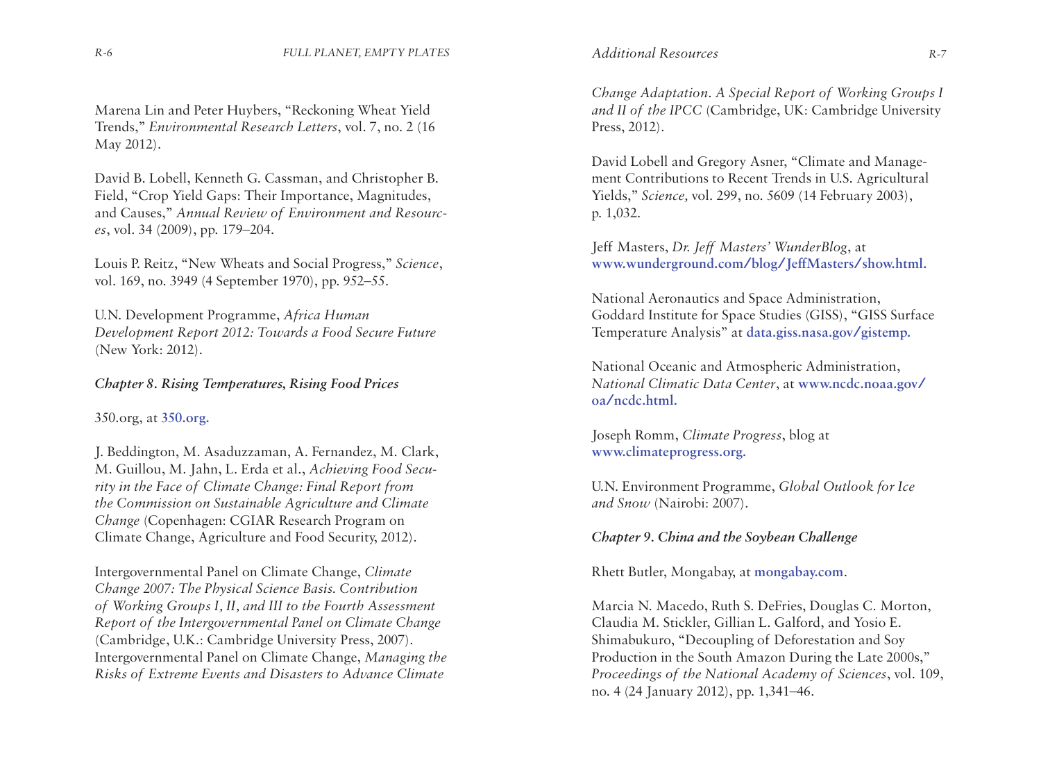Marena Lin and Peter Huybers, "Reckoning Wheat Yield Trends," *Environmental Research Letters*, vol. 7, no. 2 (16 May 2012).

David B. Lobell, Kenneth G. Cassman, and Christopher B. Field, "Crop Yield Gaps: Their Importance, Magnitudes, and Causes," *Annual Review of Environment and Resources*, vol. 34 (2009), pp. 179–204.

Louis P. Reitz, "New Wheats and Social Progress," *Science*, vol. 169, no. 3949 (4 September 1970), pp. 952–55.

U.N. Development Programme, *Africa Human Development Report 2012: Towards a Food Secure Future* (New York: 2012).

***Chapter 8. Rising Temperatures, Rising Food Prices***

350.org, at **350.org.**

J. Beddington, M. Asaduzzaman, A. Fernandez, M. Clark, M. Guillou, M. Jahn, L. Erda et al., *Achieving Food Security in the Face of Climate Change: Final Report from the Commission on Sustainable Agriculture and Climate Change* (Copenhagen: CGIAR Research Program on Climate Change, Agriculture and Food Security, 2012).

Intergovernmental Panel on Climate Change, *Climate Change 2007: The Physical Science Basis. Contribution of Working Groups I, II, and III to the Fourth Assessment Report of the Intergovernmental Panel on Climate Change* (Cambridge, U.K.: Cambridge University Press, 2007). Intergovernmental Panel on Climate Change, *Managing the Risks of Extreme Events and Disasters to Advance Climate Change Adaptation. A Special Report of Working Groups I and II of the IPCC* (Cambridge, UK: Cambridge University Press, 2012).

David Lobell and Gregory Asner, "Climate and Management Contributions to Recent Trends in U.S. Agricultural Yields," *Science,* vol. 299, no. 5609 (14 February 2003), p. 1,032.

Jeff Masters, *Dr. Jeff Masters' WunderBlog*, at **www.wunderground.com/blog/JeffMasters/show.html.**

National Aeronautics and Space Administration, Goddard Institute for Space Studies (GISS), "GISS Surface Temperature Analysis" at **data.giss.nasa.gov/gistemp.**

National Oceanic and Atmospheric Administration, *National Climatic Data Center*, at **www.ncdc.noaa.gov/oa/ncdc.html.**

Joseph Romm, *Climate Progress*, blog at **www.climateprogress.org.**

U.N. Environment Programme, *Global Outlook for Ice and Snow* (Nairobi: 2007).

***Chapter 9. China and the Soybean Challenge***

Rhett Butler, Mongabay, at **mongabay.com**.

Marcia N. Macedo, Ruth S. DeFries, Douglas C. Morton, Claudia M. Stickler, Gillian L. Galford, and Yosio E. Shimabukuro, "Decoupling of Deforestation and Soy Production in the South Amazon During the Late 2000s," *Proceedings of the National Academy of Sciences*, vol. 109, no. 4 (24 January 2012), pp. 1,341–46.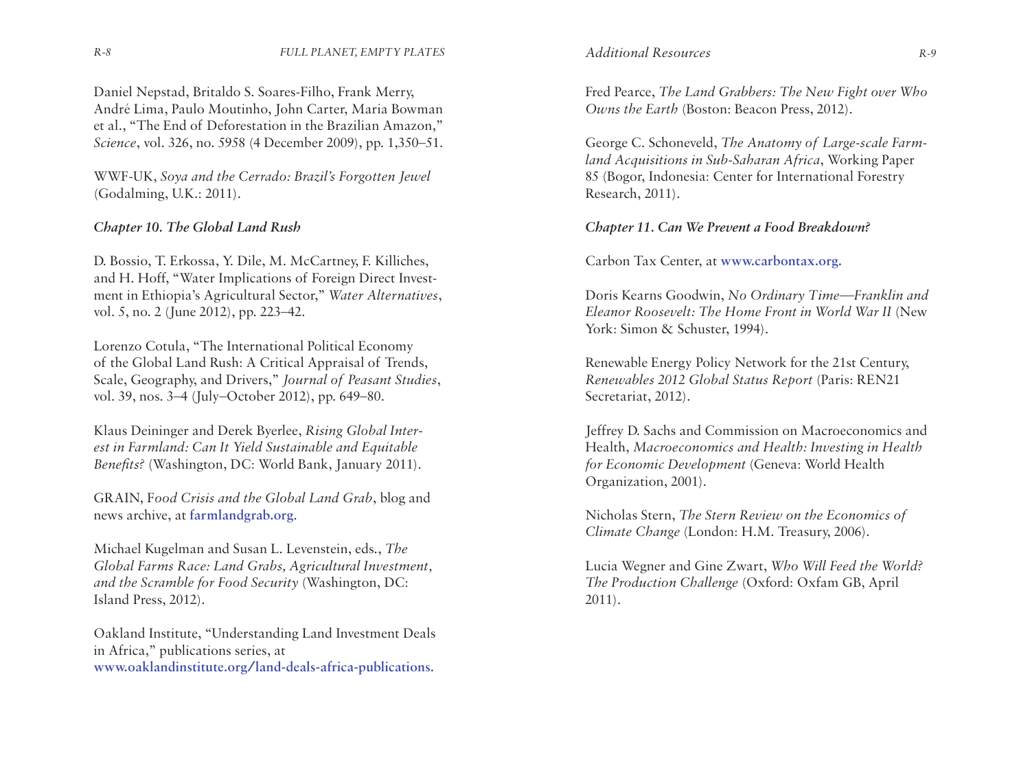Daniel Nepstad, Britaldo S. Soares-Filho, Frank Merry, André Lima, Paulo Moutinho, John Carter, Maria Bowman et al., "The End of Deforestation in the Brazilian Amazon," *Science*, vol. 326, no. 5958 (4 December 2009), pp. 1,350–51.

WWF-UK, *Soya and the Cerrado: Brazil's Forgotten Jewel* (Godalming, U.K.: 2011).

### *Chapter 10. The Global Land Rush*

D. Bossio, T. Erkossa, Y. Dile, M. McCartney, F. Killiches, and H. Hoff, "Water Implications of Foreign Direct Investment in Ethiopia's Agricultural Sector," *Water Alternatives*, vol. 5, no. 2 (June 2012), pp. 223–42.

Lorenzo Cotula, "The International Political Economy of the Global Land Rush: A Critical Appraisal of Trends, Scale, Geography, and Drivers," *Journal of Peasant Studies*, vol. 39, nos. 3–4 (July–October 2012), pp. 649–80.

Klaus Deininger and Derek Byerlee, *Rising Global Interest in Farmland: Can It Yield Sustainable and Equitable Benefits?* (Washington, DC: World Bank, January 2011).

GRAIN, *Food Crisis and the Global Land Grab*, blog and news archive, at **farmlandgrab.org**.

Michael Kugelman and Susan L. Levenstein, eds., *The Global Farms Race: Land Grabs, Agricultural Investment, and the Scramble for Food Security* (Washington, DC: Island Press, 2012).

Oakland Institute, "Understanding Land Investment Deals in Africa," publications series, at **www.oaklandinstitute.org/land-deals-africa-publications.**

Fred Pearce, *The Land Grabbers: The New Fight over Who Owns the Earth* (Boston: Beacon Press, 2012).

George C. Schoneveld, *The Anatomy of Large-scale Farmland Acquisitions in Sub-Saharan Africa*, Working Paper 85 (Bogor, Indonesia: Center for International Forestry Research, 2011).

### *Chapter 11. Can We Prevent a Food Breakdown?*

Carbon Tax Center, at **www.carbontax.org.**

Doris Kearns Goodwin, *No Ordinary Time—Franklin and Eleanor Roosevelt: The Home Front in World War II* (New York: Simon & Schuster, 1994).

Renewable Energy Policy Network for the 21st Century, *Renewables 2012 Global Status Report* (Paris: REN21 Secretariat, 2012).

Jeffrey D. Sachs and Commission on Macroeconomics and Health, *Macroeconomics and Health: Investing in Health for Economic Development* (Geneva: World Health Organization, 2001).

Nicholas Stern, *The Stern Review on the Economics of Climate Change* (London: H.M. Treasury, 2006).

Lucia Wegner and Gine Zwart, *Who Will Feed the World? The Production Challenge* (Oxford: Oxfam GB, April 2011).